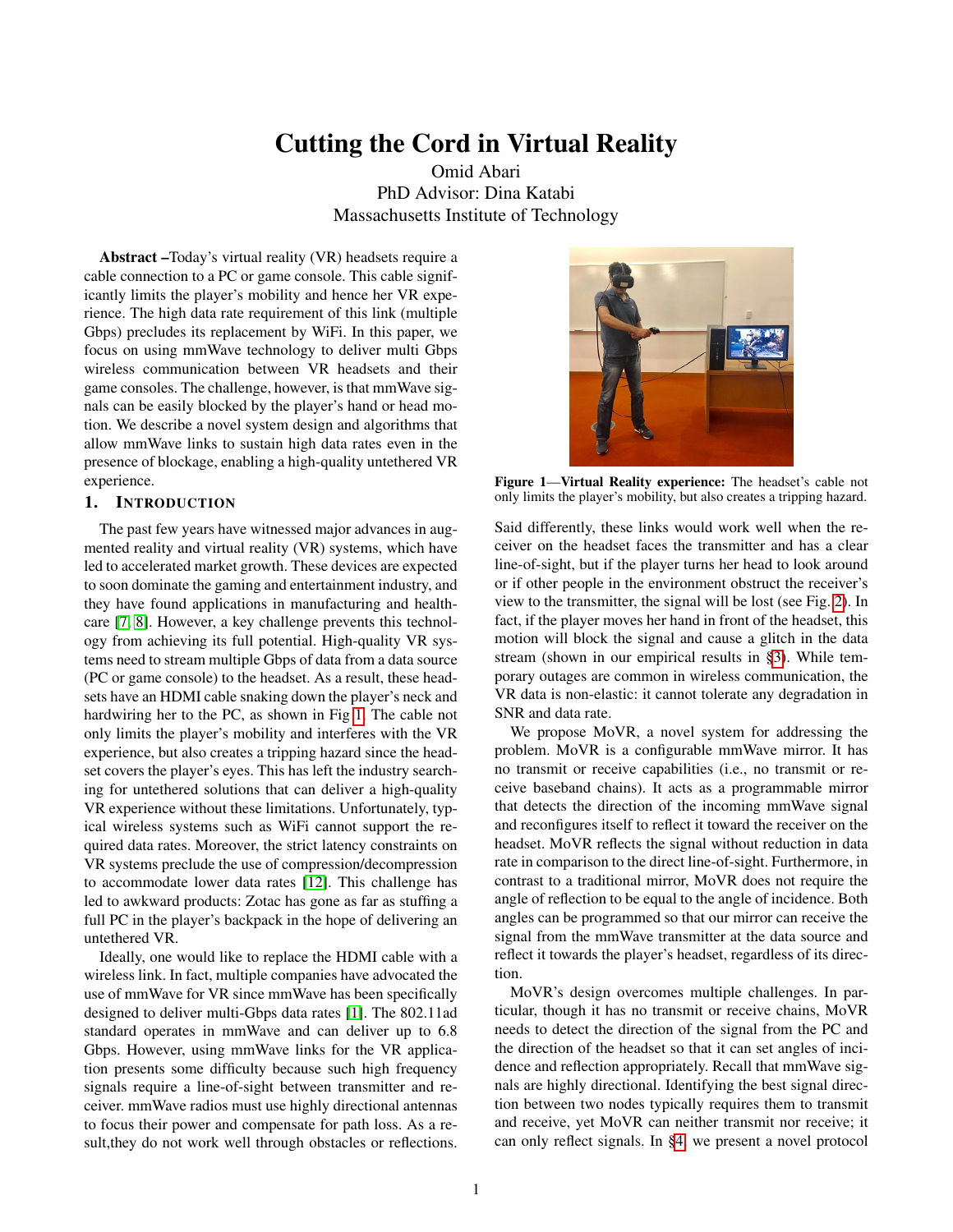# Cutting the Cord in Virtual Reality

Omid Abari
PhD Advisor: Dina Katabi
Massachusetts Institute of Technology

**Abstract –**Today's virtual reality (VR) headsets require a cable connection to a PC or game console. This cable significantly limits the player's mobility and hence her VR experience. The high data rate requirement of this link (multiple Gbps) precludes its replacement by WiFi. In this paper, we focus on using mmWave technology to deliver multi Gbps wireless communication between VR headsets and their game consoles. The challenge, however, is that mmWave signals can be easily blocked by the player's hand or head motion. We describe a novel system design and algorithms that allow mmWave links to sustain high data rates even in the presence of blockage, enabling a high-quality untethered VR experience.

## 1. INTRODUCTION

The past few years have witnessed major advances in augmented reality and virtual reality (VR) systems, which have led to accelerated market growth. These devices are expected to soon dominate the gaming and entertainment industry, and they have found applications in manufacturing and healthcare [7, 8]. However, a key challenge prevents this technology from achieving its full potential. High-quality VR systems need to stream multiple Gbps of data from a data source (PC or game console) to the headset. As a result, these headsets have an HDMI cable snaking down the player's neck and hardwiring her to the PC, as shown in Fig 1. The cable not only limits the player's mobility and interferes with the VR experience, but also creates a tripping hazard since the headset covers the player's eyes. This has left the industry searching for untethered solutions that can deliver a high-quality VR experience without these limitations. Unfortunately, typical wireless systems such as WiFi cannot support the required data rates. Moreover, the strict latency constraints on VR systems preclude the use of compression/decompression to accommodate lower data rates [12]. This challenge has led to awkward products: Zotac has gone as far as stuffing a full PC in the player's backpack in the hope of delivering an untethered VR.

Ideally, one would like to replace the HDMI cable with a wireless link. In fact, multiple companies have advocated the use of mmWave for VR since mmWave has been specifically designed to deliver multi-Gbps data rates [1]. The 802.11ad standard operates in mmWave and can deliver up to 6.8 Gbps. However, using mmWave links for the VR application presents some difficulty because such high frequency signals require a line-of-sight between transmitter and receiver. mmWave radios must use highly directional antennas to focus their power and compensate for path loss. As a result,they do not work well through obstacles or reflections.

**Figure 1—Virtual Reality experience:** The headset's cable not only limits the player's mobility, but also creates a tripping hazard.

Said differently, these links would work well when the receiver on the headset faces the transmitter and has a clear line-of-sight, but if the player turns her head to look around or if other people in the environment obstruct the receiver's view to the transmitter, the signal will be lost (see Fig. 2). In fact, if the player moves her hand in front of the headset, this motion will block the signal and cause a glitch in the data stream (shown in our empirical results in §3). While temporary outages are common in wireless communication, the VR data is non-elastic: it cannot tolerate any degradation in SNR and data rate.

We propose MoVR, a novel system for addressing the problem. MoVR is a configurable mmWave mirror. It has no transmit or receive capabilities (i.e., no transmit or receive baseband chains). It acts as a programmable mirror that detects the direction of the incoming mmWave signal and reconfigures itself to reflect it toward the receiver on the headset. MoVR reflects the signal without reduction in data rate in comparison to the direct line-of-sight. Furthermore, in contrast to a traditional mirror, MoVR does not require the angle of reflection to be equal to the angle of incidence. Both angles can be programmed so that our mirror can receive the signal from the mmWave transmitter at the data source and reflect it towards the player's headset, regardless of its direction.

MoVR's design overcomes multiple challenges. In particular, though it has no transmit or receive chains, MoVR needs to detect the direction of the signal from the PC and the direction of the headset so that it can set angles of incidence and reflection appropriately. Recall that mmWave signals are highly directional. Identifying the best signal direction between two nodes typically requires them to transmit and receive, yet MoVR can neither transmit nor receive; it can only reflect signals. In §4, we present a novel protocol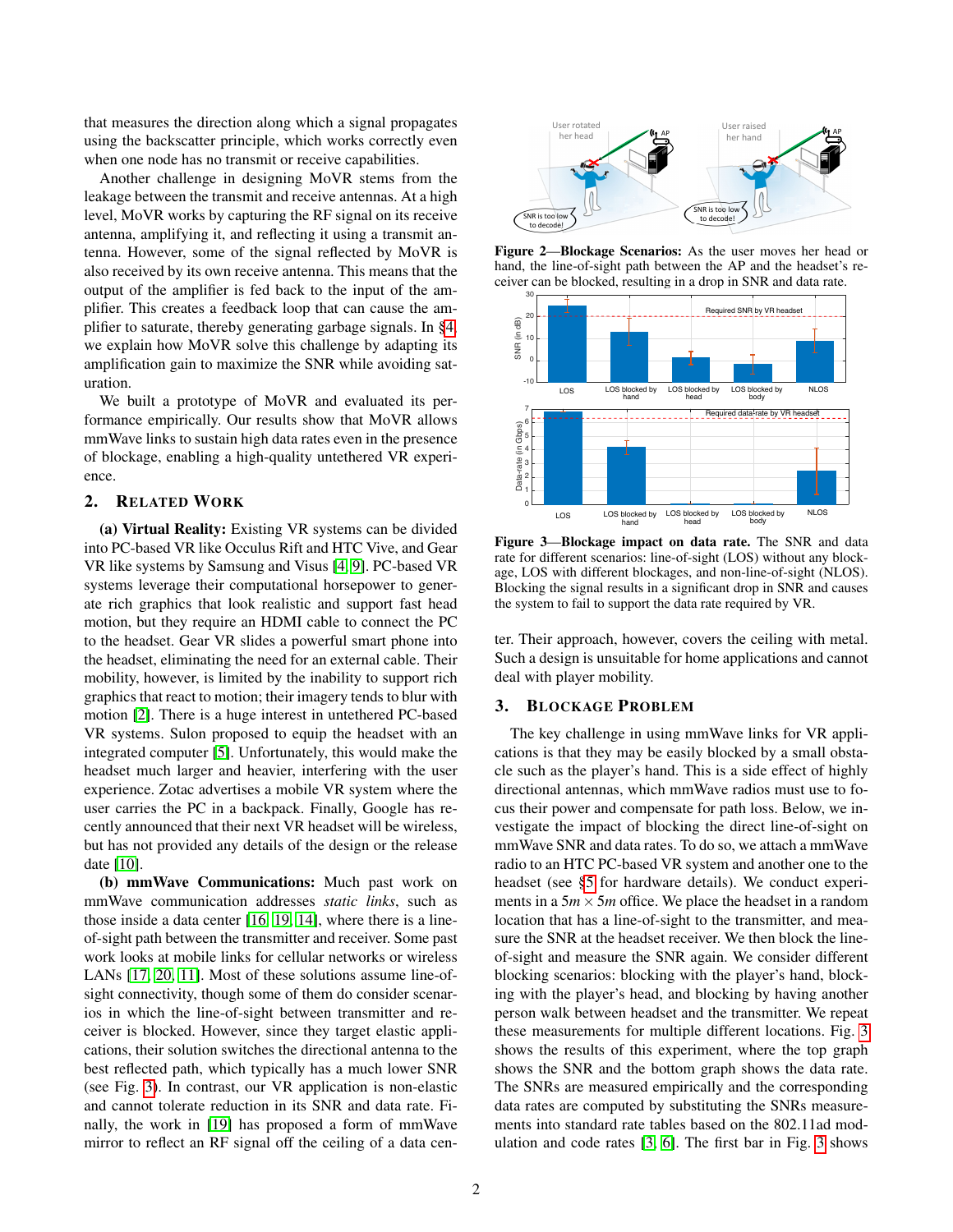that measures the direction along which a signal propagates using the backscatter principle, which works correctly even when one node has no transmit or receive capabilities.

Another challenge in designing MoVR stems from the leakage between the transmit and receive antennas. At a high level, MoVR works by capturing the RF signal on its receive antenna, amplifying it, and reflecting it using a transmit antenna. However, some of the signal reflected by MoVR is also received by its own receive antenna. This means that the output of the amplifier is fed back to the input of the amplifier. This creates a feedback loop that can cause the amplifier to saturate, thereby generating garbage signals. In §4, we explain how MoVR solve this challenge by adapting its amplification gain to maximize the SNR while avoiding saturation.

We built a prototype of MoVR and evaluated its performance empirically. Our results show that MoVR allows mmWave links to sustain high data rates even in the presence of blockage, enabling a high-quality untethered VR experience.

## 2. Related Work

**(a) Virtual Reality:** Existing VR systems can be divided into PC-based VR like Occulus Rift and HTC Vive, and Gear VR like systems by Samsung and Visus [4, 9]. PC-based VR systems leverage their computational horsepower to generate rich graphics that look realistic and support fast head motion, but they require an HDMI cable to connect the PC to the headset. Gear VR slides a powerful smart phone into the headset, eliminating the need for an external cable. Their mobility, however, is limited by the inability to support rich graphics that react to motion; their imagery tends to blur with motion [2]. There is a huge interest in untethered PC-based VR systems. Sulon proposed to equip the headset with an integrated computer [5]. Unfortunately, this would make the headset much larger and heavier, interfering with the user experience. Zotac advertises a mobile VR system where the user carries the PC in a backpack. Finally, Google has recently announced that their next VR headset will be wireless, but has not provided any details of the design or the release date [10].

**(b) mmWave Communications:** Much past work on mmWave communication addresses *static links*, such as those inside a data center [16, 19, 14], where there is a line-of-sight path between the transmitter and receiver. Some past work looks at mobile links for cellular networks or wireless LANs [17, 20, 11]. Most of these solutions assume line-of-sight connectivity, though some of them do consider scenarios in which the line-of-sight between transmitter and receiver is blocked. However, since they target elastic applications, their solution switches the directional antenna to the best reflected path, which typically has a much lower SNR (see Fig. 3). In contrast, our VR application is non-elastic and cannot tolerate reduction in its SNR and data rate. Finally, the work in [19] has proposed a form of mmWave mirror to reflect an RF signal off the ceiling of a data center. Their approach, however, covers the ceiling with metal. Such a design is unsuitable for home applications and cannot deal with player mobility.

**Figure 2—Blockage Scenarios:** As the user moves her head or hand, the line-of-sight path between the AP and the headset's receiver can be blocked, resulting in a drop in SNR and data rate.

**Figure 3—Blockage impact on data rate.** The SNR and data rate for different scenarios: line-of-sight (LOS) without any blockage, LOS with different blockages, and non-line-of-sight (NLOS). Blocking the signal results in a significant drop in SNR and causes the system to fail to support the data rate required by VR.

## 3. Blockage Problem

The key challenge in using mmWave links for VR applications is that they may be easily blocked by a small obstacle such as the player's hand. This is a side effect of highly directional antennas, which mmWave radios must use to focus their power and compensate for path loss. Below, we investigate the impact of blocking the direct line-of-sight on mmWave SNR and data rates. To do so, we attach a mmWave radio to an HTC PC-based VR system and another one to the headset (see §5 for hardware details). We conduct experiments in a $5m \times 5m$ office. We place the headset in a random location that has a line-of-sight to the transmitter, and measure the SNR at the headset receiver. We then block the line-of-sight and measure the SNR again. We consider different blocking scenarios: blocking with the player's hand, blocking with the player's head, and blocking by having another person walk between headset and the transmitter. We repeat these measurements for multiple different locations. Fig. 3 shows the results of this experiment, where the top graph shows the SNR and the bottom graph shows the data rate. The SNRs are measured empirically and the corresponding data rates are computed by substituting the SNRs measurements into standard rate tables based on the 802.11ad modulation and code rates [3, 6]. The first bar in Fig. 3 shows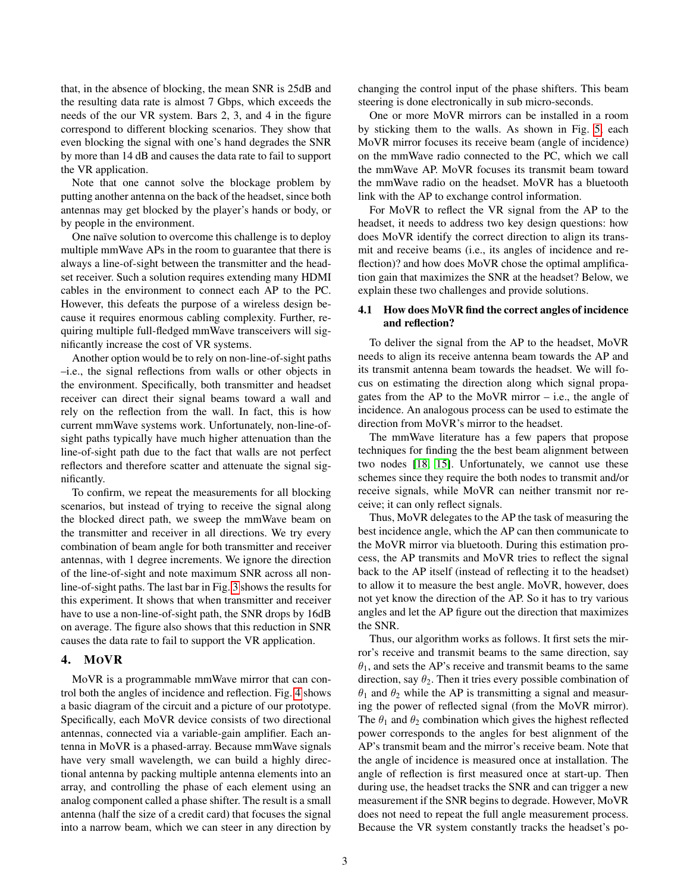that, in the absence of blocking, the mean SNR is 25dB and the resulting data rate is almost 7 Gbps, which exceeds the needs of the our VR system. Bars 2, 3, and 4 in the figure correspond to different blocking scenarios. They show that even blocking the signal with one's hand degrades the SNR by more than 14 dB and causes the data rate to fail to support the VR application.

Note that one cannot solve the blockage problem by putting another antenna on the back of the headset, since both antennas may get blocked by the player's hands or body, or by people in the environment.

One naïve solution to overcome this challenge is to deploy multiple mmWave APs in the room to guarantee that there is always a line-of-sight between the transmitter and the headset receiver. Such a solution requires extending many HDMI cables in the environment to connect each AP to the PC. However, this defeats the purpose of a wireless design because it requires enormous cabling complexity. Further, requiring multiple full-fledged mmWave transceivers will significantly increase the cost of VR systems.

Another option would be to rely on non-line-of-sight paths –i.e., the signal reflections from walls or other objects in the environment. Specifically, both transmitter and headset receiver can direct their signal beams toward a wall and rely on the reflection from the wall. In fact, this is how current mmWave systems work. Unfortunately, non-line-of-sight paths typically have much higher attenuation than the line-of-sight path due to the fact that walls are not perfect reflectors and therefore scatter and attenuate the signal significantly.

To confirm, we repeat the measurements for all blocking scenarios, but instead of trying to receive the signal along the blocked direct path, we sweep the mmWave beam on the transmitter and receiver in all directions. We try every combination of beam angle for both transmitter and receiver antennas, with 1 degree increments. We ignore the direction of the line-of-sight and note maximum SNR across all non-line-of-sight paths. The last bar in Fig. 3 shows the results for this experiment. It shows that when transmitter and receiver have to use a non-line-of-sight path, the SNR drops by 16dB on average. The figure also shows that this reduction in SNR causes the data rate to fail to support the VR application.

## 4. MoVR

MoVR is a programmable mmWave mirror that can control both the angles of incidence and reflection. Fig. 4 shows a basic diagram of the circuit and a picture of our prototype. Specifically, each MoVR device consists of two directional antennas, connected via a variable-gain amplifier. Each antenna in MoVR is a phased-array. Because mmWave signals have very small wavelength, we can build a highly directional antenna by packing multiple antenna elements into an array, and controlling the phase of each element using an analog component called a phase shifter. The result is a small antenna (half the size of a credit card) that focuses the signal into a narrow beam, which we can steer in any direction by changing the control input of the phase shifters. This beam steering is done electronically in sub micro-seconds.

One or more MoVR mirrors can be installed in a room by sticking them to the walls. As shown in Fig. 5, each MoVR mirror focuses its receive beam (angle of incidence) on the mmWave radio connected to the PC, which we call the mmWave AP. MoVR focuses its transmit beam toward the mmWave radio on the headset. MoVR has a bluetooth link with the AP to exchange control information.

For MoVR to reflect the VR signal from the AP to the headset, it needs to address two key design questions: how does MoVR identify the correct direction to align its transmit and receive beams (i.e., its angles of incidence and reflection)? and how does MoVR chose the optimal amplification gain that maximizes the SNR at the headset? Below, we explain these two challenges and provide solutions.

### 4.1 How does MoVR find the correct angles of incidence and reflection?

To deliver the signal from the AP to the headset, MoVR needs to align its receive antenna beam towards the AP and its transmit antenna beam towards the headset. We will focus on estimating the direction along which signal propagates from the AP to the MoVR mirror – i.e., the angle of incidence. An analogous process can be used to estimate the direction from MoVR's mirror to the headset.

The mmWave literature has a few papers that propose techniques for finding the the best beam alignment between two nodes [18, 15]. Unfortunately, we cannot use these schemes since they require the both nodes to transmit and/or receive signals, while MoVR can neither transmit nor receive; it can only reflect signals.

Thus, MoVR delegates to the AP the task of measuring the best incidence angle, which the AP can then communicate to the MoVR mirror via bluetooth. During this estimation process, the AP transmits and MoVR tries to reflect the signal back to the AP itself (instead of reflecting it to the headset) to allow it to measure the best angle. MoVR, however, does not yet know the direction of the AP. So it has to try various angles and let the AP figure out the direction that maximizes the SNR.

Thus, our algorithm works as follows. It first sets the mirror's receive and transmit beams to the same direction, say $\theta_1$, and sets the AP's receive and transmit beams to the same direction, say $\theta_2$. Then it tries every possible combination of $\theta_1$ and $\theta_2$ while the AP is transmitting a signal and measuring the power of reflected signal (from the MoVR mirror). The $\theta_1$ and $\theta_2$ combination which gives the highest reflected power corresponds to the angles for best alignment of the AP's transmit beam and the mirror's receive beam. Note that the angle of incidence is measured once at installation. The angle of reflection is first measured once at start-up. Then during use, the headset tracks the SNR and can trigger a new measurement if the SNR begins to degrade. However, MoVR does not need to repeat the full angle measurement process. Because the VR system constantly tracks the headset's po-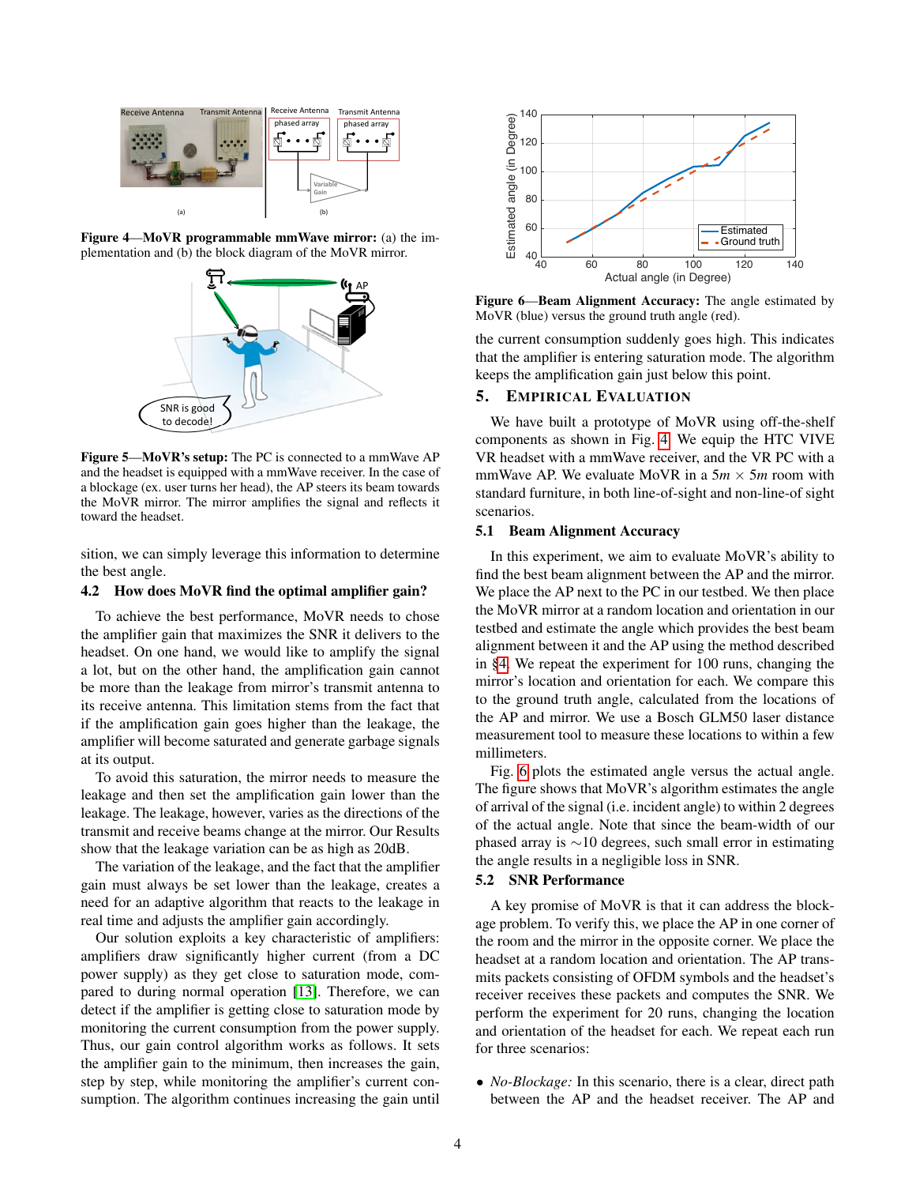Figure 4—**MoVR programmable mmWave mirror:** (a) the implementation and (b) the block diagram of the MoVR mirror.

Figure 5—**MoVR's setup:** The PC is connected to a mmWave AP and the headset is equipped with a mmWave receiver. In the case of a blockage (ex. user turns her head), the AP steers its beam towards the MoVR mirror. The mirror amplifies the signal and reflects it toward the headset.

sition, we can simply leverage this information to determine the best angle.

### 4.2 How does MoVR find the optimal amplifier gain?

To achieve the best performance, MoVR needs to chose the amplifier gain that maximizes the SNR it delivers to the headset. On one hand, we would like to amplify the signal a lot, but on the other hand, the amplification gain cannot be more than the leakage from mirror's transmit antenna to its receive antenna. This limitation stems from the fact that if the amplification gain goes higher than the leakage, the amplifier will become saturated and generate garbage signals at its output.

To avoid this saturation, the mirror needs to measure the leakage and then set the amplification gain lower than the leakage. The leakage, however, varies as the directions of the transmit and receive beams change at the mirror. Our Results show that the leakage variation can be as high as 20dB.

The variation of the leakage, and the fact that the amplifier gain must always be set lower than the leakage, creates a need for an adaptive algorithm that reacts to the leakage in real time and adjusts the amplifier gain accordingly.

Our solution exploits a key characteristic of amplifiers: amplifiers draw significantly higher current (from a DC power supply) as they get close to saturation mode, compared to during normal operation [13]. Therefore, we can detect if the amplifier is getting close to saturation mode by monitoring the current consumption from the power supply. Thus, our gain control algorithm works as follows. It sets the amplifier gain to the minimum, then increases the gain, step by step, while monitoring the amplifier's current consumption. The algorithm continues increasing the gain until the current consumption suddenly goes high. This indicates that the amplifier is entering saturation mode. The algorithm keeps the amplification gain just below this point.

Figure 6—**Beam Alignment Accuracy:** The angle estimated by MoVR (blue) versus the ground truth angle (red).

## 5. Empirical Evaluation

We have built a prototype of MoVR using off-the-shelf components as shown in Fig. 4. We equip the HTC VIVE VR headset with a mmWave receiver, and the VR PC with a mmWave AP. We evaluate MoVR in a $5m \times 5m$ room with standard furniture, in both line-of-sight and non-line-of sight scenarios.

### 5.1 Beam Alignment Accuracy

In this experiment, we aim to evaluate MoVR's ability to find the best beam alignment between the AP and the mirror. We place the AP next to the PC in our testbed. We then place the MoVR mirror at a random location and orientation in our testbed and estimate the angle which provides the best beam alignment between it and the AP using the method described in §4. We repeat the experiment for 100 runs, changing the mirror's location and orientation for each. We compare this to the ground truth angle, calculated from the locations of the AP and mirror. We use a Bosch GLM50 laser distance measurement tool to measure these locations to within a few millimeters.

Fig. 6 plots the estimated angle versus the actual angle. The figure shows that MoVR's algorithm estimates the angle of arrival of the signal (i.e. incident angle) to within 2 degrees of the actual angle. Note that since the beam-width of our phased array is $\sim$10 degrees, such small error in estimating the angle results in a negligible loss in SNR.

### 5.2 SNR Performance

A key promise of MoVR is that it can address the blockage problem. To verify this, we place the AP in one corner of the room and the mirror in the opposite corner. We place the headset at a random location and orientation. The AP transmits packets consisting of OFDM symbols and the headset's receiver receives these packets and computes the SNR. We perform the experiment for 20 runs, changing the location and orientation of the headset for each. We repeat each run for three scenarios:

- *No-Blockage:* In this scenario, there is a clear, direct path between the AP and the headset receiver. The AP and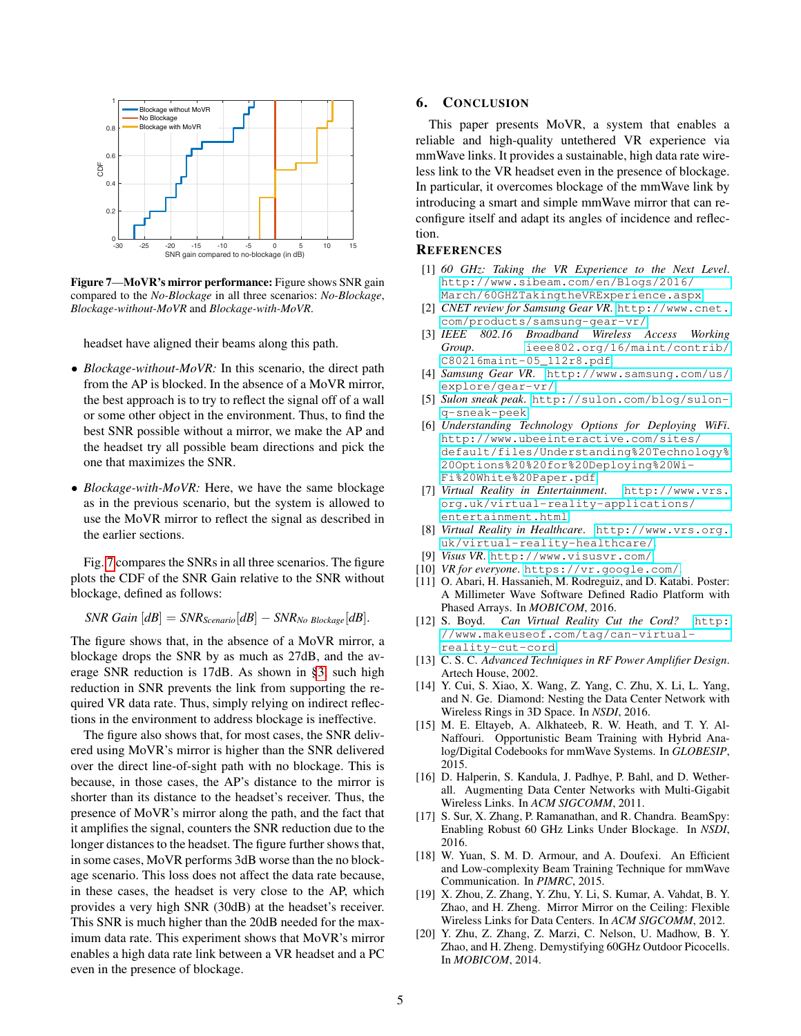1
0.8
0.6
0.4
0.2
0
CDF
-30 -25 -20 -15 -10 -5 0 5 10 15
SNR gain compared to no-blockage (in dB)
Blockage without MoVR
No Blockage
Blockage with MoVR

**Figure 7—MoVR's mirror performance:** Figure shows SNR gain compared to the *No-Blockage* in all three scenarios: *No-Blockage*, *Blockage-without-MoVR* and *Blockage-with-MoVR*.

headset have aligned their beams along this path.

- *Blockage-without-MoVR:* In this scenario, the direct path from the AP is blocked. In the absence of a MoVR mirror, the best approach is to try to reflect the signal off of a wall or some other object in the environment. Thus, to find the best SNR possible without a mirror, we make the AP and the headset try all possible beam directions and pick the one that maximizes the SNR.
- *Blockage-with-MoVR:* Here, we have the same blockage as in the previous scenario, but the system is allowed to use the MoVR mirror to reflect the signal as described in the earlier sections.

Fig. 7 compares the SNRs in all three scenarios. The figure plots the CDF of the SNR Gain relative to the SNR without blockage, defined as follows:

$$SNR\ Gain\ [dB] = SNR_{Scenario}[dB] - SNR_{No\ Blockage}[dB].$$

The figure shows that, in the absence of a MoVR mirror, a blockage drops the SNR by as much as 27dB, and the average SNR reduction is 17dB. As shown in §3, such high reduction in SNR prevents the link from supporting the required VR data rate. Thus, simply relying on indirect reflections in the environment to address blockage is ineffective.

The figure also shows that, for most cases, the SNR delivered using MoVR's mirror is higher than the SNR delivered over the direct line-of-sight path with no blockage. This is because, in those cases, the AP's distance to the mirror is shorter than its distance to the headset's receiver. Thus, the presence of MoVR's mirror along the path, and the fact that it amplifies the signal, counters the SNR reduction due to the longer distances to the headset. The figure further shows that, in some cases, MoVR performs 3dB worse than the no blockage scenario. This loss does not affect the data rate because, in these cases, the headset is very close to the AP, which provides a very high SNR (30dB) at the headset's receiver. This SNR is much higher than the 20dB needed for the maximum data rate. This experiment shows that MoVR's mirror enables a high data rate link between a VR headset and a PC even in the presence of blockage.

## 6. Conclusion

This paper presents MoVR, a system that enables a reliable and high-quality untethered VR experience via mmWave links. It provides a sustainable, high data rate wireless link to the VR headset even in the presence of blockage. In particular, it overcomes blockage of the mmWave link by introducing a smart and simple mmWave mirror that can reconfigure itself and adapt its angles of incidence and reflection.

## References

[1] *60 GHz: Taking the VR Experience to the Next Level.* http://www.sibeam.com/en/Blogs/2016/March/60GHZTakingtheVRExperience.aspx

[2] *CNET review for Samsung Gear VR.* http://www.cnet.com/products/samsung-gear-vr/

[3] *IEEE 802.16 Broadband Wireless Access Working Group.* ieee802.org/16/maint/contrib/C80216maint-05_112r8.pdf

[4] *Samsung Gear VR.* http://www.samsung.com/us/explore/gear-vr/

[5] *Sulon sneak peak.* http://sulon.com/blog/sulon-q-sneak-peek

[6] *Understanding Technology Options for Deploying WiFi.* http://www.ubeeinteractive.com/sites/default/files/Understanding%20Technology%20Options%20%20for%20Deploying%20Wi-Fi%20White%20Paper.pdf

[7] *Virtual Reality in Entertainment.* http://www.vrs.org.uk/virtual-reality-applications/entertainment.html

[8] *Virtual Reality in Healthcare.* http://www.vrs.org.uk/virtual-reality-healthcare/

[9] *Visus VR.* http://www.visusvr.com/

[10] *VR for everyone.* https://vr.google.com/

[11] O. Abari, H. Hassanieh, M. Rodreguiz, and D. Katabi. Poster: A Millimeter Wave Software Defined Radio Platform with Phased Arrays. In *MOBICOM*, 2016.

[12] S. Boyd. *Can Virtual Reality Cut the Cord?* http://www.makeuseof.com/tag/can-virtual-reality-cut-cord

[13] C. S. C. *Advanced Techniques in RF Power Amplifier Design*. Artech House, 2002.

[14] Y. Cui, S. Xiao, X. Wang, Z. Yang, C. Zhu, X. Li, L. Yang, and N. Ge. Diamond: Nesting the Data Center Network with Wireless Rings in 3D Space. In *NSDI*, 2016.

[15] M. E. Eltayeb, A. Alkhateeb, R. W. Heath, and T. Y. Al-Naffouri. Opportunistic Beam Training with Hybrid Analog/Digital Codebooks for mmWave Systems. In *GLOBESIP*, 2015.

[16] D. Halperin, S. Kandula, J. Padhye, P. Bahl, and D. Wetherall. Augmenting Data Center Networks with Multi-Gigabit Wireless Links. In *ACM SIGCOMM*, 2011.

[17] S. Sur, X. Zhang, P. Ramanathan, and R. Chandra. BeamSpy: Enabling Robust 60 GHz Links Under Blockage. In *NSDI*, 2016.

[18] W. Yuan, S. M. D. Armour, and A. Doufexi. An Efficient and Low-complexity Beam Training Technique for mmWave Communication. In *PIMRC*, 2015.

[19] X. Zhou, Z. Zhang, Y. Zhu, Y. Li, S. Kumar, A. Vahdat, B. Y. Zhao, and H. Zheng. Mirror Mirror on the Ceiling: Flexible Wireless Links for Data Centers. In *ACM SIGCOMM*, 2012.

[20] Y. Zhu, Z. Zhang, Z. Marzi, C. Nelson, U. Madhow, B. Y. Zhao, and H. Zheng. Demystifying 60GHz Outdoor Picocells. In *MOBICOM*, 2014.